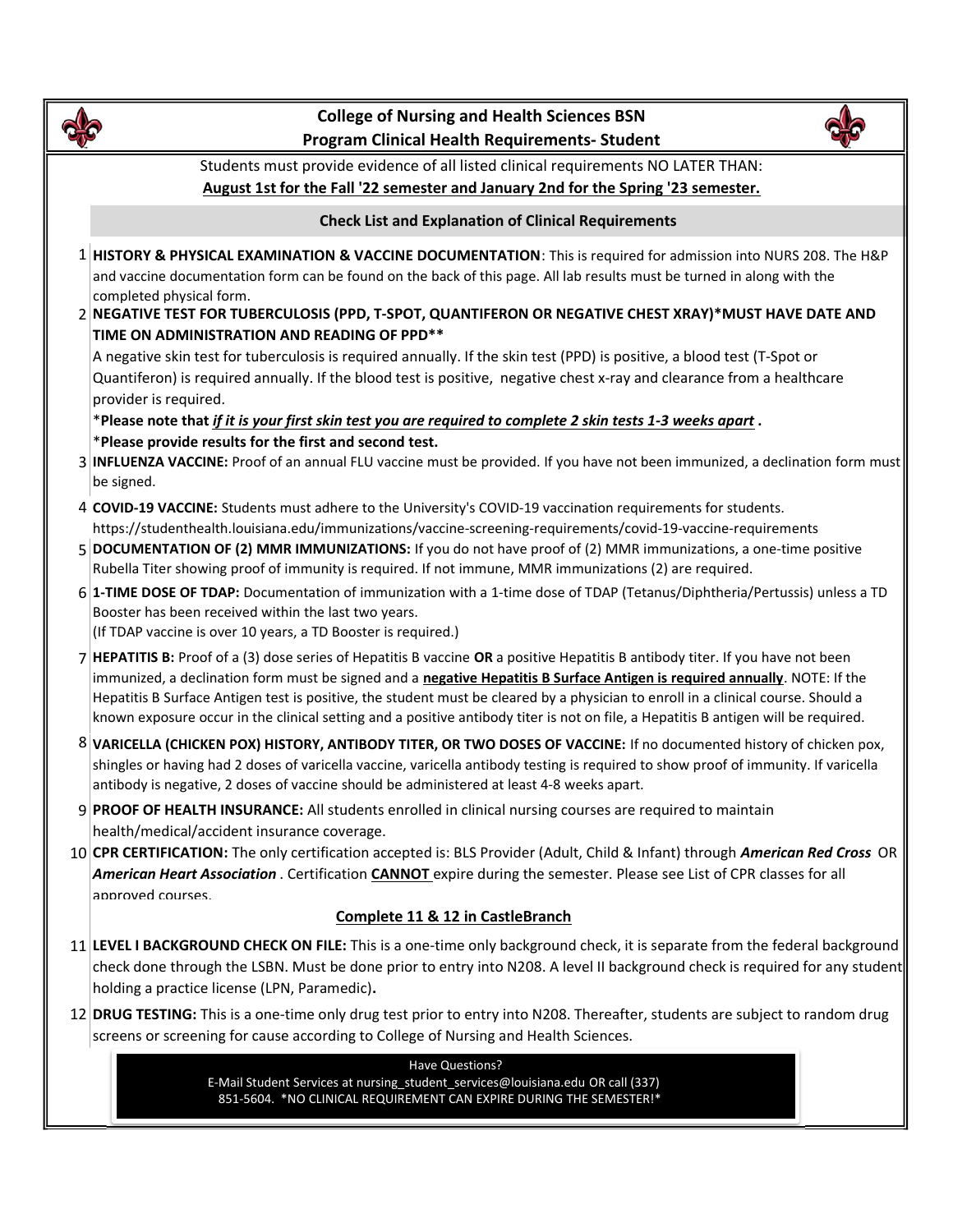# College of Nursing and Health Sciences BSN
## Program Clinical Health Requirements- Student

Students must provide evidence of all listed clinical requirements NO LATER THAN:
**August 1st for the Fall '22 semester and January 2nd for the Spring '23 semester.**

### Check List and Explanation of Clinical Requirements

1. **HISTORY & PHYSICAL EXAMINATION & VACCINE DOCUMENTATION**: This is required for admission into NURS 208. The H&P and vaccine documentation form can be found on the back of this page. All lab results must be turned in along with the completed physical form.

2. **NEGATIVE TEST FOR TUBERCULOSIS (PPD, T-SPOT, QUANTIFERON OR NEGATIVE CHEST XRAY)*MUST HAVE DATE AND TIME ON ADMINISTRATION AND READING OF PPD****
   A negative skin test for tuberculosis is required annually. If the skin test (PPD) is positive, a blood test (T-Spot or Quantiferon) is required annually. If the blood test is positive, negative chest x-ray and clearance from a healthcare provider is required.
   ***Please note that _if it is your first skin test you are required to complete 2 skin tests 1-3 weeks apart_ .**
   ***Please provide results for the first and second test.**

3. **INFLUENZA VACCINE:** Proof of an annual FLU vaccine must be provided. If you have not been immunized, a declination form must be signed.

4. **COVID-19 VACCINE:** Students must adhere to the University's COVID-19 vaccination requirements for students. https://studenthealth.louisiana.edu/immunizations/vaccine-screening-requirements/covid-19-vaccine-requirements

5. **DOCUMENTATION OF (2) MMR IMMUNIZATIONS:** If you do not have proof of (2) MMR immunizations, a one-time positive Rubella Titer showing proof of immunity is required. If not immune, MMR immunizations (2) are required.

6. **1-TIME DOSE OF TDAP:** Documentation of immunization with a 1-time dose of TDAP (Tetanus/Diphtheria/Pertussis) unless a TD Booster has been received within the last two years.
   (If TDAP vaccine is over 10 years, a TD Booster is required.)

7. **HEPATITIS B:** Proof of a (3) dose series of Hepatitis B vaccine **OR** a positive Hepatitis B antibody titer. If you have not been immunized, a declination form must be signed and a **negative Hepatitis B Surface Antigen is required annually**. NOTE: If the Hepatitis B Surface Antigen test is positive, the student must be cleared by a physician to enroll in a clinical course. Should a known exposure occur in the clinical setting and a positive antibody titer is not on file, a Hepatitis B antigen will be required.

8. **VARICELLA (CHICKEN POX) HISTORY, ANTIBODY TITER, OR TWO DOSES OF VACCINE:** If no documented history of chicken pox, shingles or having had 2 doses of varicella vaccine, varicella antibody testing is required to show proof of immunity. If varicella antibody is negative, 2 doses of vaccine should be administered at least 4-8 weeks apart.

9. **PROOF OF HEALTH INSURANCE:** All students enrolled in clinical nursing courses are required to maintain health/medical/accident insurance coverage.

10. **CPR CERTIFICATION:** The only certification accepted is: BLS Provider (Adult, Child & Infant) through ***American Red Cross*** OR ***American Heart Association*** . Certification **CANNOT** expire during the semester. Please see List of CPR classes for all approved courses.

**Complete 11 & 12 in CastleBranch**

11. **LEVEL I BACKGROUND CHECK ON FILE:** This is a one-time only background check, it is separate from the federal background check done through the LSBN. Must be done prior to entry into N208. A level II background check is required for any student holding a practice license (LPN, Paramedic).

12. **DRUG TESTING:** This is a one-time only drug test prior to entry into N208. Thereafter, students are subject to random drug screens or screening for cause according to College of Nursing and Health Sciences.

Have Questions?
E-Mail Student Services at nursing_student_services@louisiana.edu OR call (337) 851-5604. *NO CLINICAL REQUIREMENT CAN EXPIRE DURING THE SEMESTER!*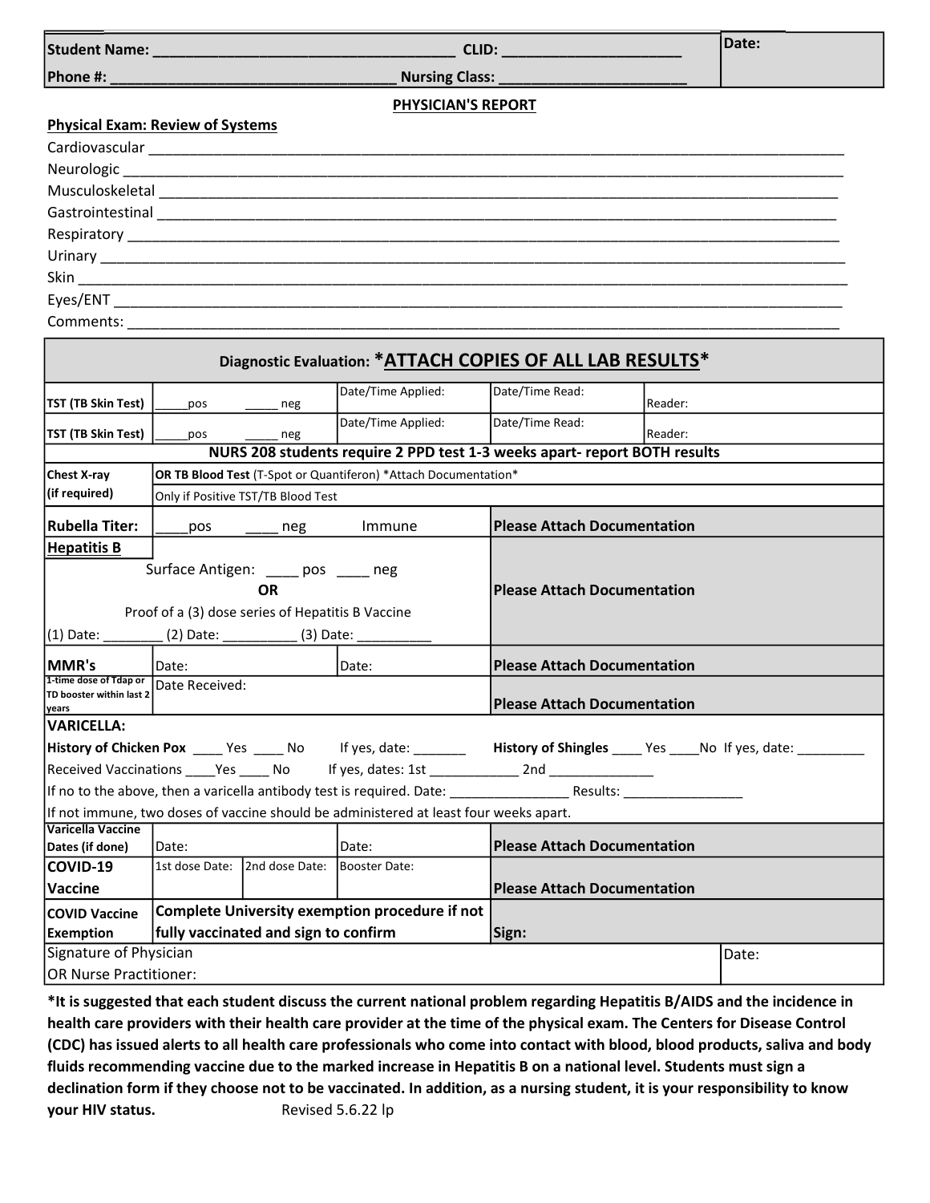| | |
|---|---|
| **Student Name:** ___________________________________ **CLID:** _____________________ **Phone #:** _________________________________ **Nursing Class:** ______________________ | Date: |

**PHYSICIAN'S REPORT**

**Physical Exam: Review of Systems**

Cardiovascular ______________________________________________________________________________

Neurologic ______________________________________________________________________________

Musculoskeletal ______________________________________________________________________________

Gastrointestinal ______________________________________________________________________________

Respiratory ______________________________________________________________________________

Urinary ______________________________________________________________________________

Skin ______________________________________________________________________________

Eyes/ENT ______________________________________________________________________________

Comments: ______________________________________________________________________________

| Diagnostic Evaluation: *ATTACH COPIES OF ALL LAB RESULTS* | | | | |
|---|---|---|---|---|
| **TST (TB Skin Test)** | _____pos _____ neg | Date/Time Applied: | Date/Time Read: | Reader: |
| **TST (TB Skin Test)** | _____pos _____ neg | Date/Time Applied: | Date/Time Read: | Reader: |
| **NURS 208 students require 2 PPD test 1-3 weeks apart- report BOTH results** | | | | |
| **Chest X-ray (if required)** | **OR TB Blood Test** (T-Spot or Quantiferon) *Attach Documentation* Only if Positive TST/TB Blood Test | | | |
| **Rubella Titer:** | ____pos ____ neg Immune | | **Please Attach Documentation** | |
| **Hepatitis B** Surface Antigen: ____ pos ____ neg **OR** Proof of a (3) dose series of Hepatitis B Vaccine (1) Date: ________ (2) Date: __________ (3) Date: __________ | | | **Please Attach Documentation** | |
| **MMR's** | Date: | Date: | **Please Attach Documentation** | |
| **1-time dose of Tdap or TD booster within last 2 years** | Date Received: | | **Please Attach Documentation** | |

**VARICELLA:**

**History of Chicken Pox** ____ Yes ____ No If yes, date: _______ **History of Shingles** ____ Yes ____No If yes, date: _________

Received Vaccinations ____Yes ____ No If yes, dates: 1st ____________ 2nd ______________

If no to the above, then a varicella antibody test is required. Date: ________________ Results: ________________

If not immune, two doses of vaccine should be administered at least four weeks apart.

| | | | | |
|---|---|---|---|---|
| **Varicella Vaccine Dates (if done)** | Date: | | Date: | **Please Attach Documentation** |
| **COVID-19 Vaccine** | 1st dose Date: | 2nd dose Date: | Booster Date: | **Please Attach Documentation** |
| **COVID Vaccine Exemption** | **Complete University exemption procedure if not fully vaccinated and sign to confirm** | | | **Sign:** |
| Signature of Physician OR Nurse Practitioner: | | | | Date: |

**\*It is suggested that each student discuss the current national problem regarding Hepatitis B/AIDS and the incidence in health care providers with their health care provider at the time of the physical exam. The Centers for Disease Control (CDC) has issued alerts to all health care professionals who come into contact with blood, blood products, saliva and body fluids recommending vaccine due to the marked increase in Hepatitis B on a national level. Students must sign a declination form if they choose not to be vaccinated. In addition, as a nursing student, it is your responsibility to know your HIV status.** Revised 5.6.22 lp